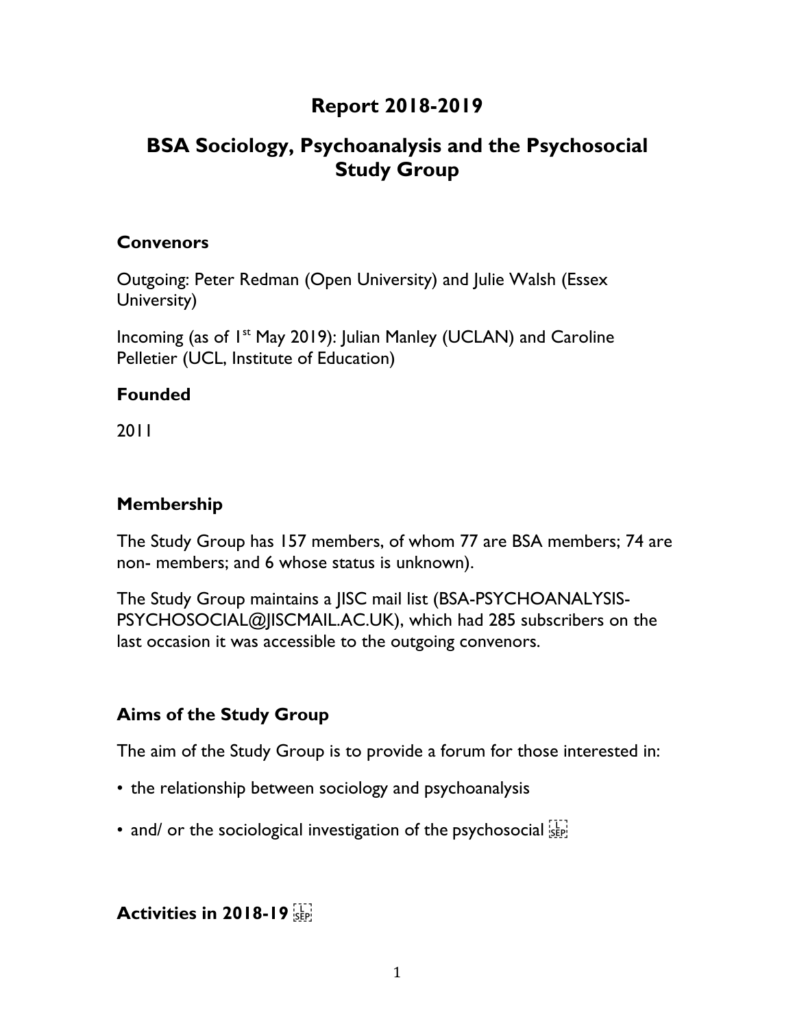# Report 2018-2019

# BSA Sociology, Psychoanalysis and the Psychosocial Study Group

## Convenors

Outgoing: Peter Redman (Open University) and Julie Walsh (Essex University)

Incoming (as of 1st May 2019): Julian Manley (UCLAN) and Caroline Pelletier (UCL, Institute of Education)

## Founded

2011

## Membership

The Study Group has 157 members, of whom 77 are BSA members; 74 are non- members; and 6 whose status is unknown).

The Study Group maintains a JISC mail list (BSA-PSYCHOANALYSIS-PSYCHOSOCIAL@JISCMAIL.AC.UK), which had 285 subscribers on the last occasion it was accessible to the outgoing convenors.

## Aims of the Study Group

The aim of the Study Group is to provide a forum for those interested in:

- the relationship between sociology and psychoanalysis
- and/ or the sociological investigation of the psychosocial

## Activities in 2018-19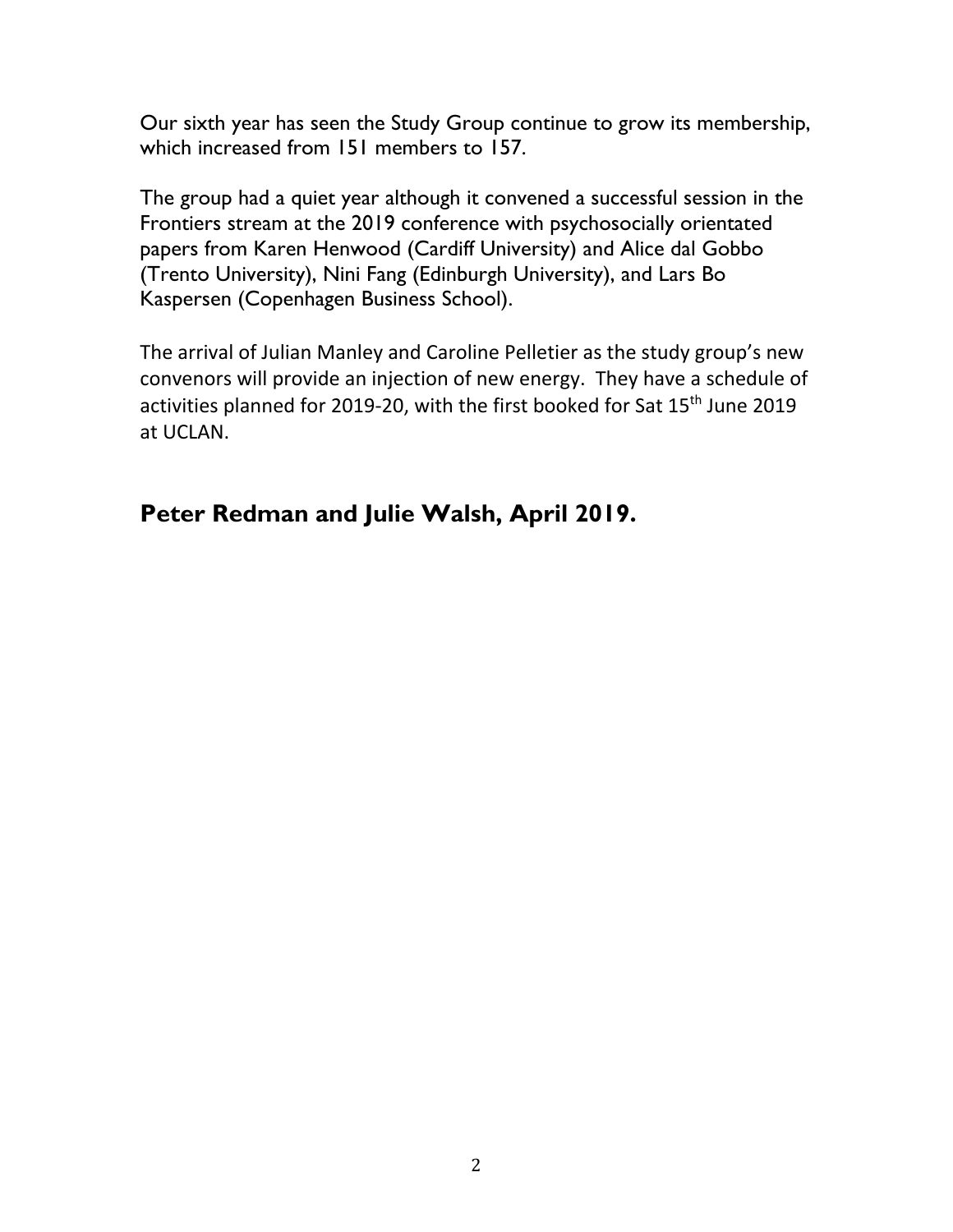Our sixth year has seen the Study Group continue to grow its membership, which increased from 151 members to 157.

The group had a quiet year although it convened a successful session in the Frontiers stream at the 2019 conference with psychosocially orientated papers from Karen Henwood (Cardiff University) and Alice dal Gobbo (Trento University), Nini Fang (Edinburgh University), and Lars Bo Kaspersen (Copenhagen Business School).

The arrival of Julian Manley and Caroline Pelletier as the study group's new convenors will provide an injection of new energy. They have a schedule of activities planned for 2019-20, with the first booked for Sat 15th June 2019 at UCLAN.

## Peter Redman and Julie Walsh, April 2019.